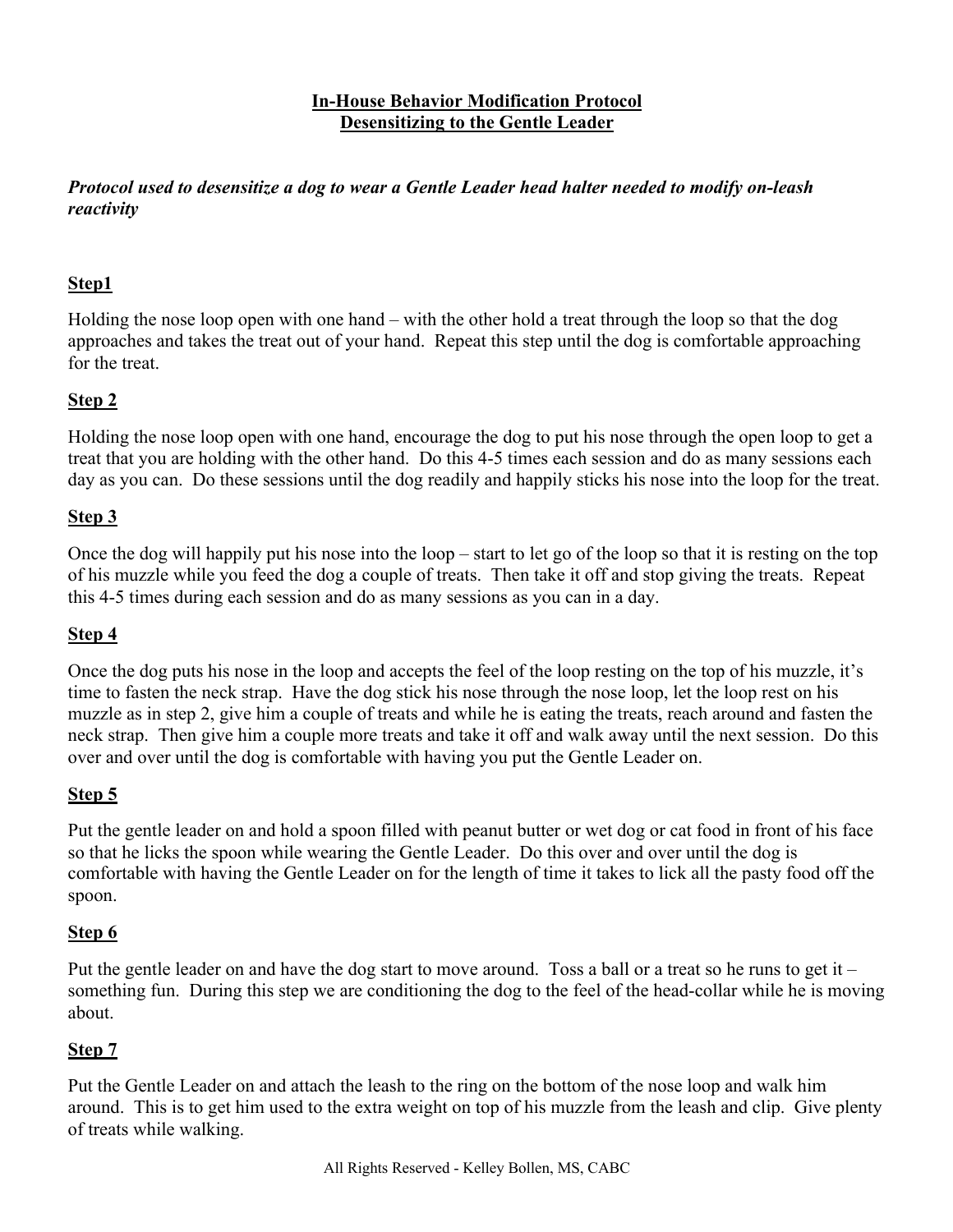# In-House Behavior Modification Protocol
# Desensitizing to the Gentle Leader

***Protocol used to desensitize a dog to wear a Gentle Leader head halter needed to modify on-leash reactivity***

## Step1

Holding the nose loop open with one hand – with the other hold a treat through the loop so that the dog approaches and takes the treat out of your hand. Repeat this step until the dog is comfortable approaching for the treat.

## Step 2

Holding the nose loop open with one hand, encourage the dog to put his nose through the open loop to get a treat that you are holding with the other hand. Do this 4-5 times each session and do as many sessions each day as you can. Do these sessions until the dog readily and happily sticks his nose into the loop for the treat.

## Step 3

Once the dog will happily put his nose into the loop – start to let go of the loop so that it is resting on the top of his muzzle while you feed the dog a couple of treats. Then take it off and stop giving the treats. Repeat this 4-5 times during each session and do as many sessions as you can in a day.

## Step 4

Once the dog puts his nose in the loop and accepts the feel of the loop resting on the top of his muzzle, it's time to fasten the neck strap. Have the dog stick his nose through the nose loop, let the loop rest on his muzzle as in step 2, give him a couple of treats and while he is eating the treats, reach around and fasten the neck strap. Then give him a couple more treats and take it off and walk away until the next session. Do this over and over until the dog is comfortable with having you put the Gentle Leader on.

## Step 5

Put the gentle leader on and hold a spoon filled with peanut butter or wet dog or cat food in front of his face so that he licks the spoon while wearing the Gentle Leader. Do this over and over until the dog is comfortable with having the Gentle Leader on for the length of time it takes to lick all the pasty food off the spoon.

## Step 6

Put the gentle leader on and have the dog start to move around. Toss a ball or a treat so he runs to get it – something fun. During this step we are conditioning the dog to the feel of the head-collar while he is moving about.

## Step 7

Put the Gentle Leader on and attach the leash to the ring on the bottom of the nose loop and walk him around. This is to get him used to the extra weight on top of his muzzle from the leash and clip. Give plenty of treats while walking.

All Rights Reserved - Kelley Bollen, MS, CABC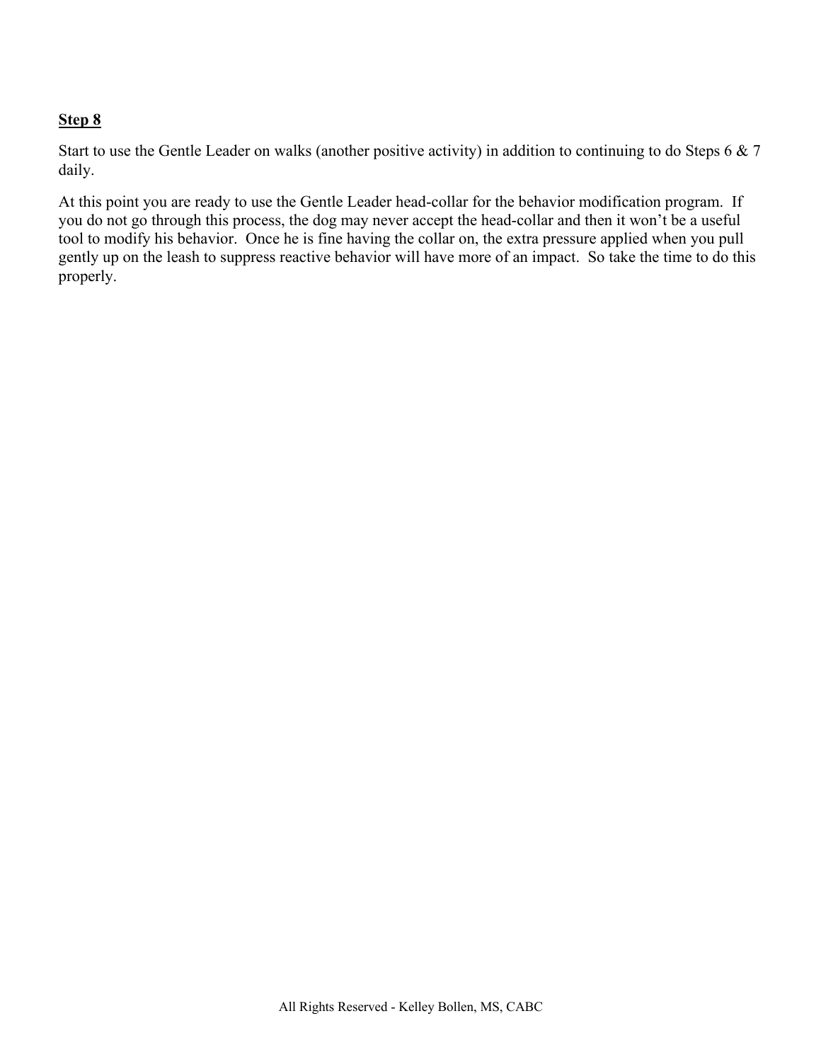**Step 8**

Start to use the Gentle Leader on walks (another positive activity) in addition to continuing to do Steps 6 & 7 daily.

At this point you are ready to use the Gentle Leader head-collar for the behavior modification program. If you do not go through this process, the dog may never accept the head-collar and then it won't be a useful tool to modify his behavior. Once he is fine having the collar on, the extra pressure applied when you pull gently up on the leash to suppress reactive behavior will have more of an impact. So take the time to do this properly.

All Rights Reserved - Kelley Bollen, MS, CABC